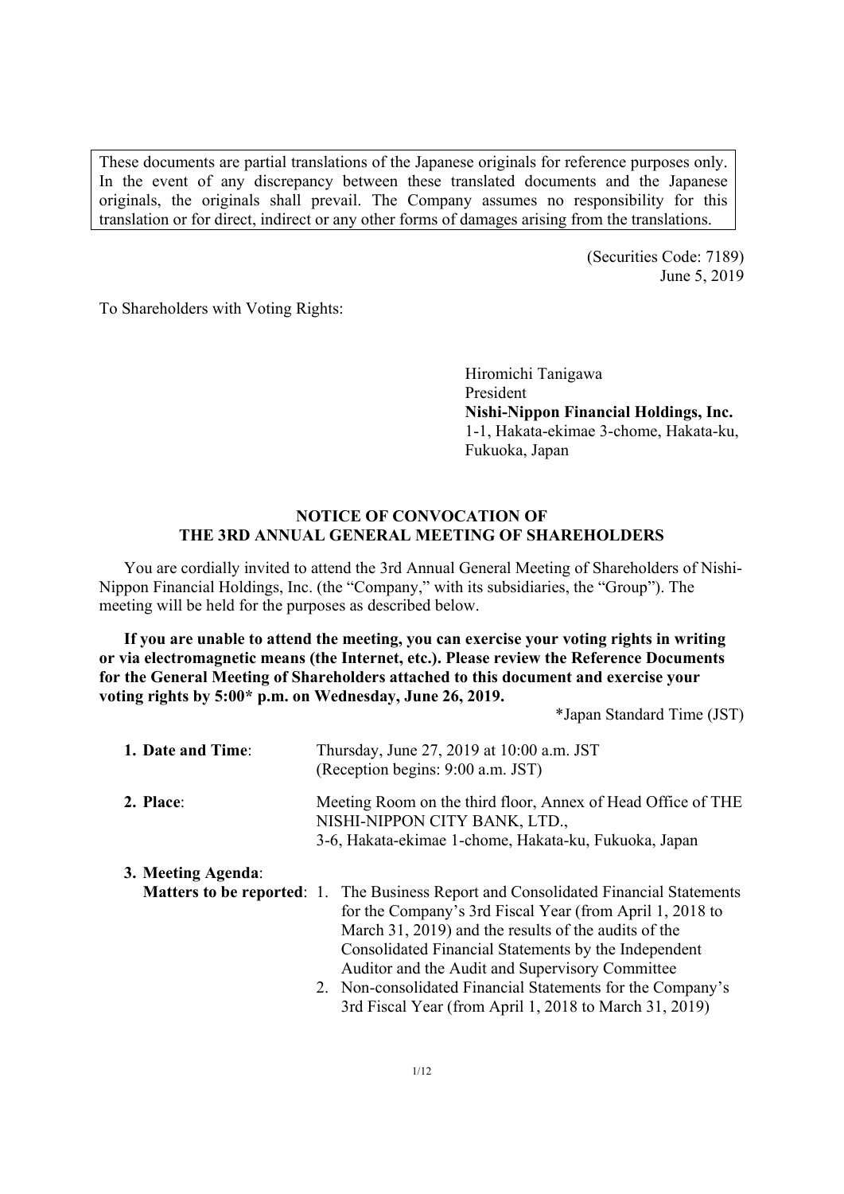These documents are partial translations of the Japanese originals for reference purposes only. In the event of any discrepancy between these translated documents and the Japanese originals, the originals shall prevail. The Company assumes no responsibility for this translation or for direct, indirect or any other forms of damages arising from the translations.

(Securities Code: 7189)
June 5, 2019

To Shareholders with Voting Rights:

Hiromichi Tanigawa
President
**Nishi-Nippon Financial Holdings, Inc.**
1-1, Hakata-ekimae 3-chome, Hakata-ku,
Fukuoka, Japan

## NOTICE OF CONVOCATION OF THE 3RD ANNUAL GENERAL MEETING OF SHAREHOLDERS

You are cordially invited to attend the 3rd Annual General Meeting of Shareholders of Nishi-Nippon Financial Holdings, Inc. (the "Company," with its subsidiaries, the "Group"). The meeting will be held for the purposes as described below.

**If you are unable to attend the meeting, you can exercise your voting rights in writing or via electromagnetic means (the Internet, etc.). Please review the Reference Documents for the General Meeting of Shareholders attached to this document and exercise your voting rights by 5:00* p.m. on Wednesday, June 26, 2019.**

*Japan Standard Time (JST)

**1. Date and Time**: Thursday, June 27, 2019 at 10:00 a.m. JST
(Reception begins: 9:00 a.m. JST)

**2. Place**: Meeting Room on the third floor, Annex of Head Office of THE NISHI-NIPPON CITY BANK, LTD.,
3-6, Hakata-ekimae 1-chome, Hakata-ku, Fukuoka, Japan

**3. Meeting Agenda**:

**Matters to be reported**:

1. The Business Report and Consolidated Financial Statements for the Company's 3rd Fiscal Year (from April 1, 2018 to March 31, 2019) and the results of the audits of the Consolidated Financial Statements by the Independent Auditor and the Audit and Supervisory Committee
2. Non-consolidated Financial Statements for the Company's 3rd Fiscal Year (from April 1, 2018 to March 31, 2019)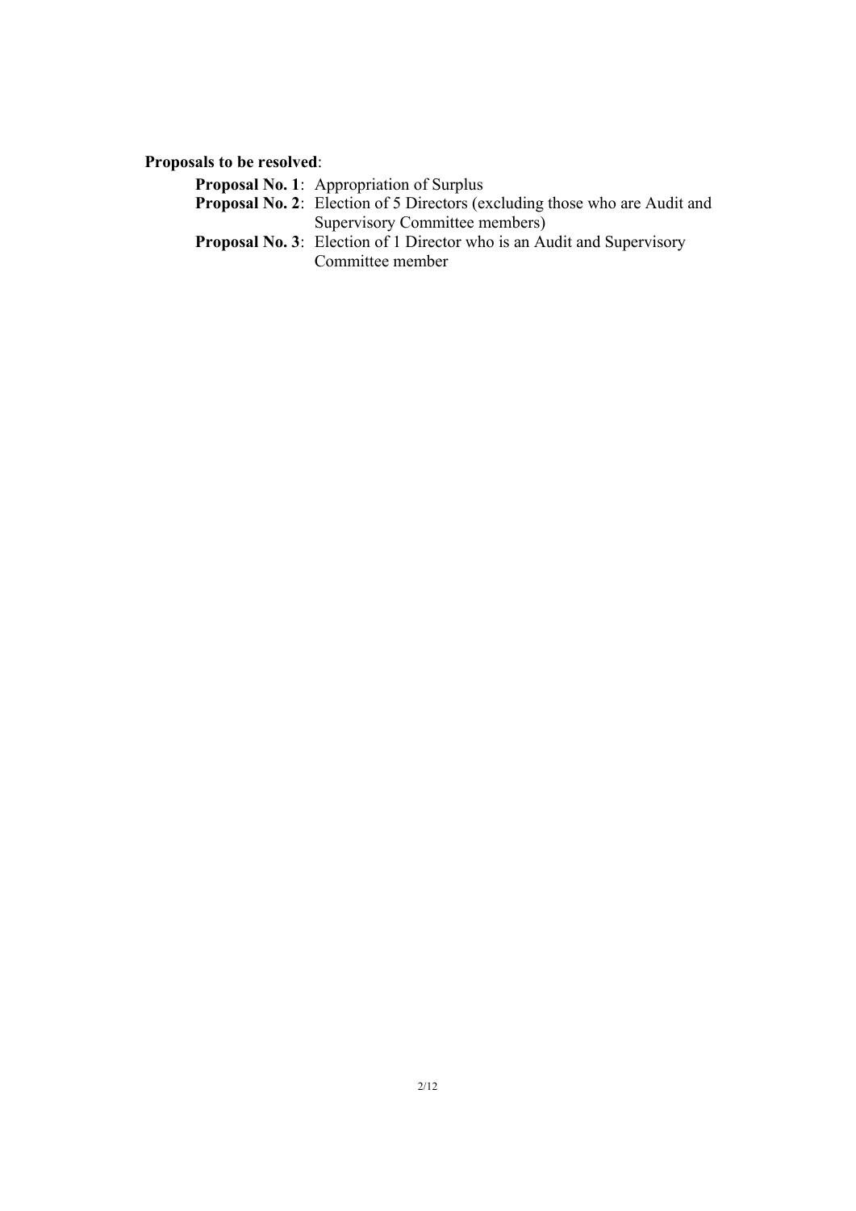**Proposals to be resolved**:

- **Proposal No. 1**: Appropriation of Surplus
- **Proposal No. 2**: Election of 5 Directors (excluding those who are Audit and Supervisory Committee members)
- **Proposal No. 3**: Election of 1 Director who is an Audit and Supervisory Committee member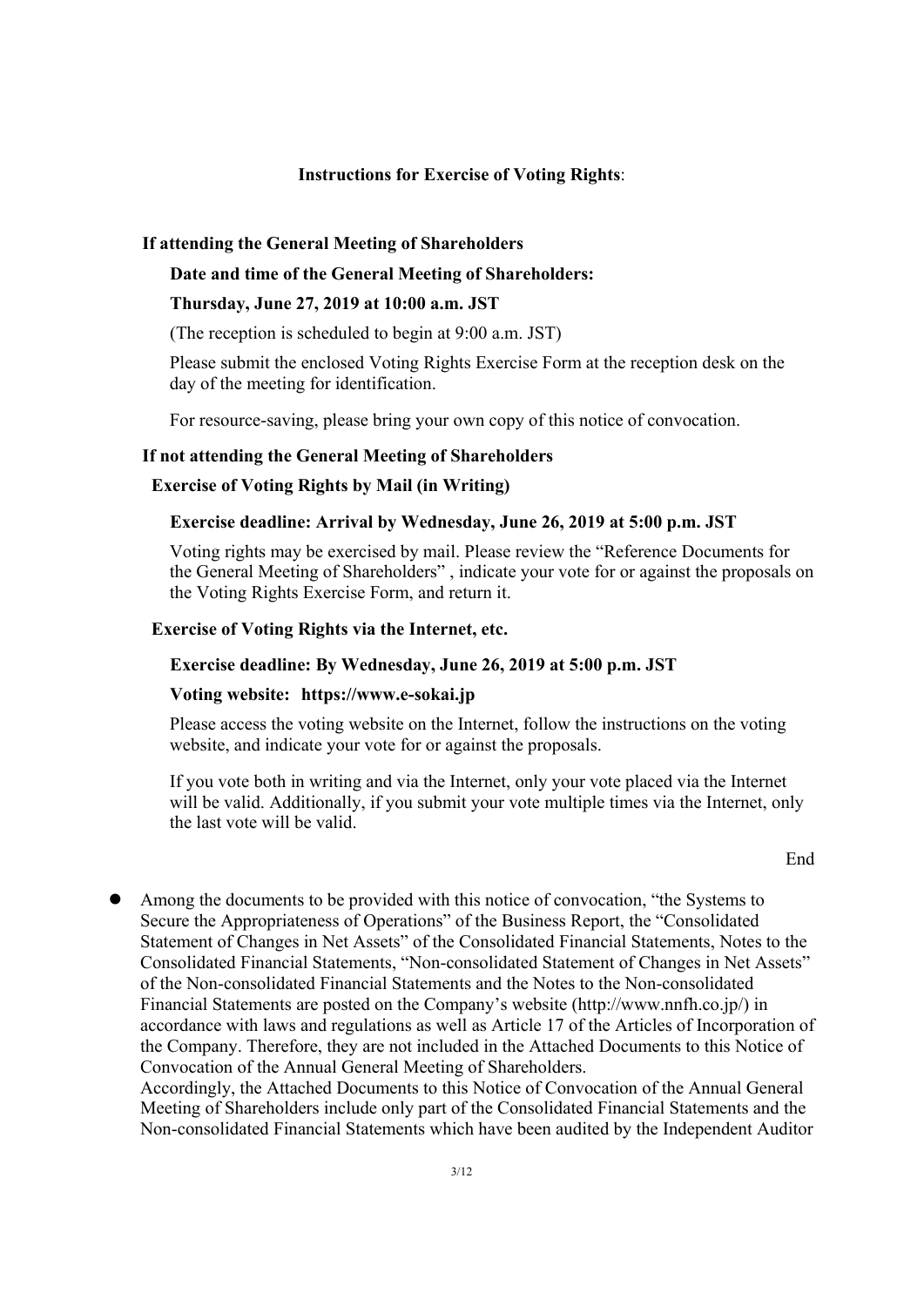## Instructions for Exercise of Voting Rights:

### If attending the General Meeting of Shareholders

**Date and time of the General Meeting of Shareholders:**

**Thursday, June 27, 2019 at 10:00 a.m. JST**

(The reception is scheduled to begin at 9:00 a.m. JST)

Please submit the enclosed Voting Rights Exercise Form at the reception desk on the day of the meeting for identification.

For resource-saving, please bring your own copy of this notice of convocation.

### If not attending the General Meeting of Shareholders

#### Exercise of Voting Rights by Mail (in Writing)

**Exercise deadline: Arrival by Wednesday, June 26, 2019 at 5:00 p.m. JST**

Voting rights may be exercised by mail. Please review the "Reference Documents for the General Meeting of Shareholders" , indicate your vote for or against the proposals on the Voting Rights Exercise Form, and return it.

#### Exercise of Voting Rights via the Internet, etc.

**Exercise deadline: By Wednesday, June 26, 2019 at 5:00 p.m. JST**

**Voting website: https://www.e-sokai.jp**

Please access the voting website on the Internet, follow the instructions on the voting website, and indicate your vote for or against the proposals.

If you vote both in writing and via the Internet, only your vote placed via the Internet will be valid. Additionally, if you submit your vote multiple times via the Internet, only the last vote will be valid.

End

- Among the documents to be provided with this notice of convocation, "the Systems to Secure the Appropriateness of Operations" of the Business Report, the "Consolidated Statement of Changes in Net Assets" of the Consolidated Financial Statements, Notes to the Consolidated Financial Statements, "Non-consolidated Statement of Changes in Net Assets" of the Non-consolidated Financial Statements and the Notes to the Non-consolidated Financial Statements are posted on the Company's website (http://www.nnfh.co.jp/) in accordance with laws and regulations as well as Article 17 of the Articles of Incorporation of the Company. Therefore, they are not included in the Attached Documents to this Notice of Convocation of the Annual General Meeting of Shareholders.
  Accordingly, the Attached Documents to this Notice of Convocation of the Annual General Meeting of Shareholders include only part of the Consolidated Financial Statements and the Non-consolidated Financial Statements which have been audited by the Independent Auditor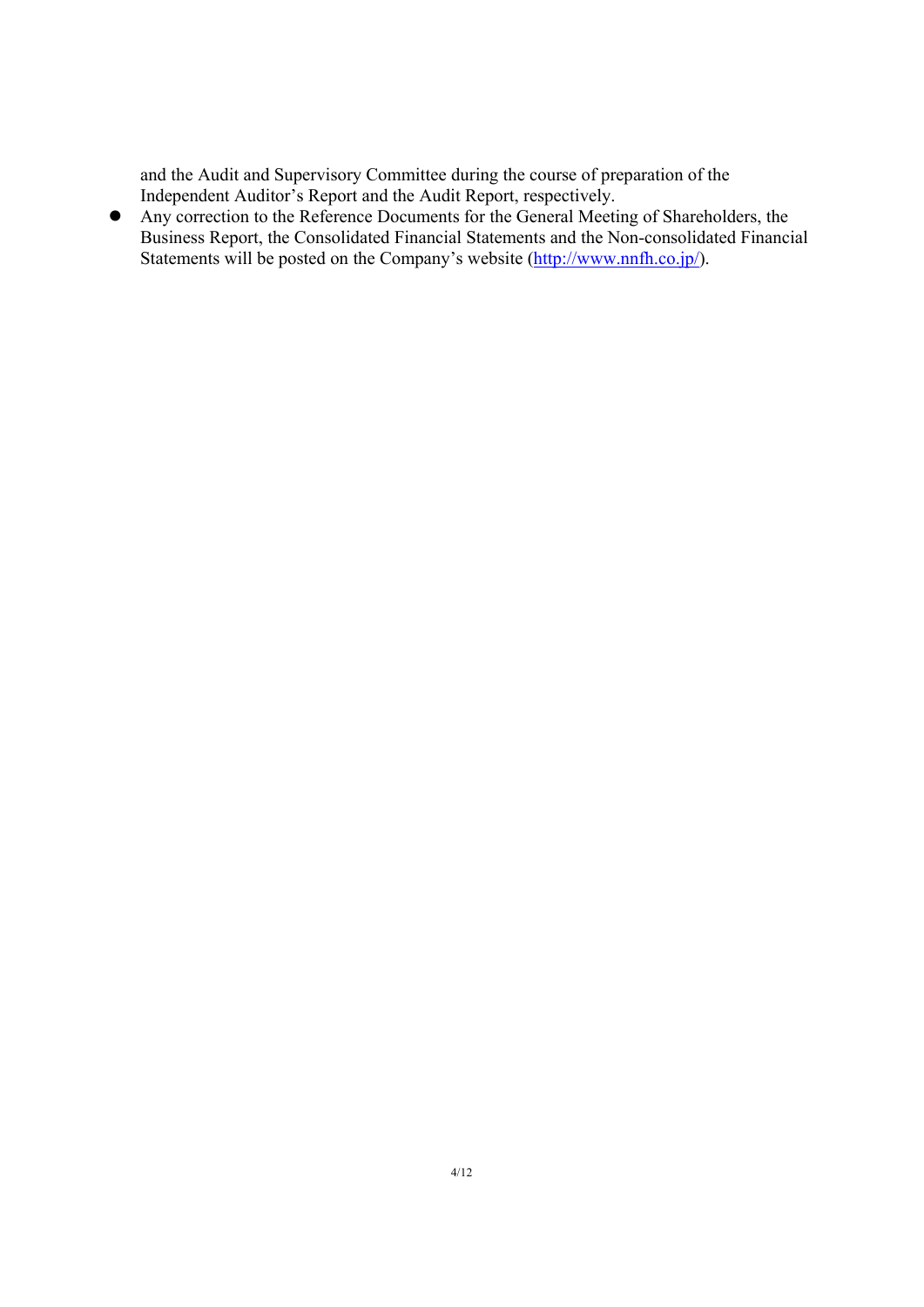and the Audit and Supervisory Committee during the course of preparation of the Independent Auditor's Report and the Audit Report, respectively.

- Any correction to the Reference Documents for the General Meeting of Shareholders, the Business Report, the Consolidated Financial Statements and the Non-consolidated Financial Statements will be posted on the Company's website (http://www.nnfh.co.jp/).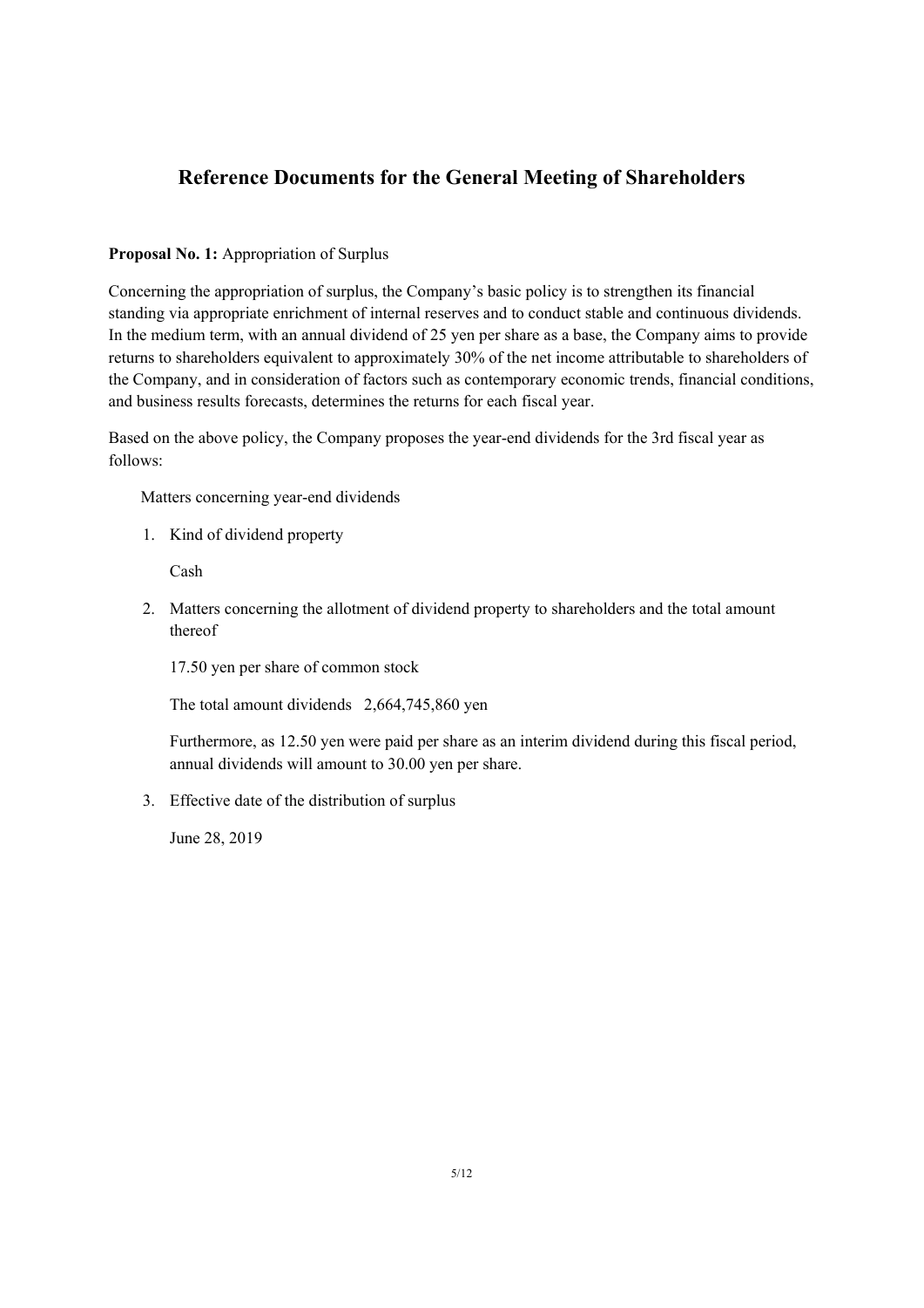# Reference Documents for the General Meeting of Shareholders

**Proposal No. 1:** Appropriation of Surplus

Concerning the appropriation of surplus, the Company's basic policy is to strengthen its financial standing via appropriate enrichment of internal reserves and to conduct stable and continuous dividends. In the medium term, with an annual dividend of 25 yen per share as a base, the Company aims to provide returns to shareholders equivalent to approximately 30% of the net income attributable to shareholders of the Company, and in consideration of factors such as contemporary economic trends, financial conditions, and business results forecasts, determines the returns for each fiscal year.

Based on the above policy, the Company proposes the year-end dividends for the 3rd fiscal year as follows:

Matters concerning year-end dividends

1. Kind of dividend property

   Cash

2. Matters concerning the allotment of dividend property to shareholders and the total amount thereof

   17.50 yen per share of common stock

   The total amount dividends 2,664,745,860 yen

   Furthermore, as 12.50 yen were paid per share as an interim dividend during this fiscal period, annual dividends will amount to 30.00 yen per share.

3. Effective date of the distribution of surplus

   June 28, 2019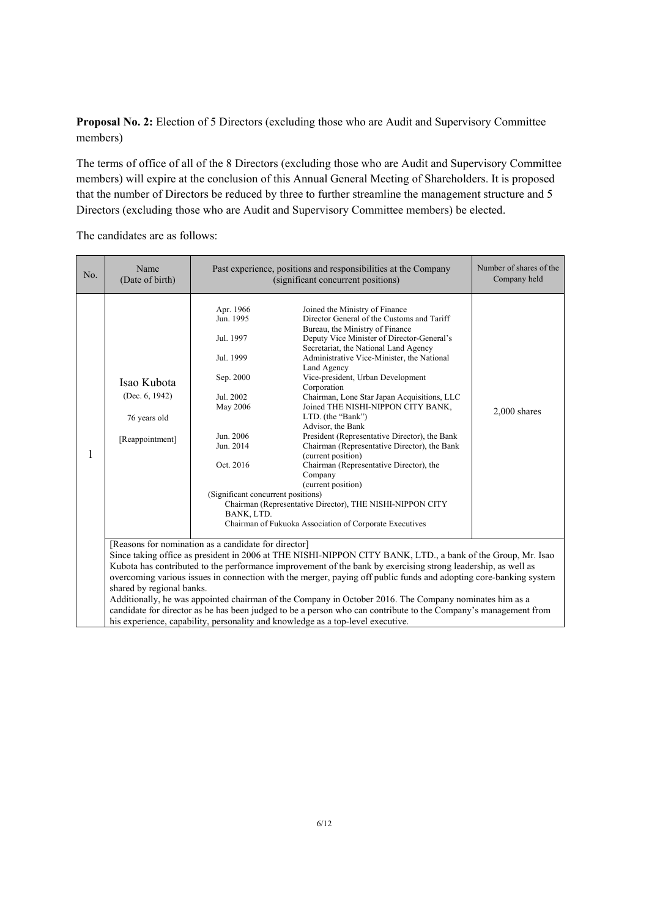**Proposal No. 2:** Election of 5 Directors (excluding those who are Audit and Supervisory Committee members)

The terms of office of all of the 8 Directors (excluding those who are Audit and Supervisory Committee members) will expire at the conclusion of this Annual General Meeting of Shareholders. It is proposed that the number of Directors be reduced by three to further streamline the management structure and 5 Directors (excluding those who are Audit and Supervisory Committee members) be elected.

The candidates are as follows:

| No. | Name (Date of birth) | Past experience, positions and responsibilities at the Company (significant concurrent positions) | Number of shares of the Company held |
|---|---|---|---|
| 1 | Isao Kubota (Dec. 6, 1942) 76 years old [Reappointment] | Apr. 1966 Joined the Ministry of Finance<br>Jun. 1995 Director General of the Customs and Tariff Bureau, the Ministry of Finance<br>Jul. 1997 Deputy Vice Minister of Director-General's Secretariat, the National Land Agency<br>Jul. 1999 Administrative Vice-Minister, the National Land Agency<br>Sep. 2000 Vice-president, Urban Development Corporation<br>Jul. 2002 Chairman, Lone Star Japan Acquisitions, LLC<br>May 2006 Joined THE NISHI-NIPPON CITY BANK, LTD. (the "Bank") Advisor, the Bank<br>Jun. 2006 President (Representative Director), the Bank<br>Jun. 2014 Chairman (Representative Director), the Bank (current position)<br>Oct. 2016 Chairman (Representative Director), the Company (current position)<br>(Significant concurrent positions)<br>Chairman (Representative Director), THE NISHI-NIPPON CITY BANK, LTD.<br>Chairman of Fukuoka Association of Corporate Executives | 2,000 shares |
| | [Reasons for nomination as a candidate for director]<br>Since taking office as president in 2006 at THE NISHI-NIPPON CITY BANK, LTD., a bank of the Group, Mr. Isao Kubota has contributed to the performance improvement of the bank by exercising strong leadership, as well as overcoming various issues in connection with the merger, paying off public funds and adopting core-banking system shared by regional banks.<br>Additionally, he was appointed chairman of the Company in October 2016. The Company nominates him as a candidate for director as he has been judged to be a person who can contribute to the Company's management from his experience, capability, personality and knowledge as a top-level executive. | | |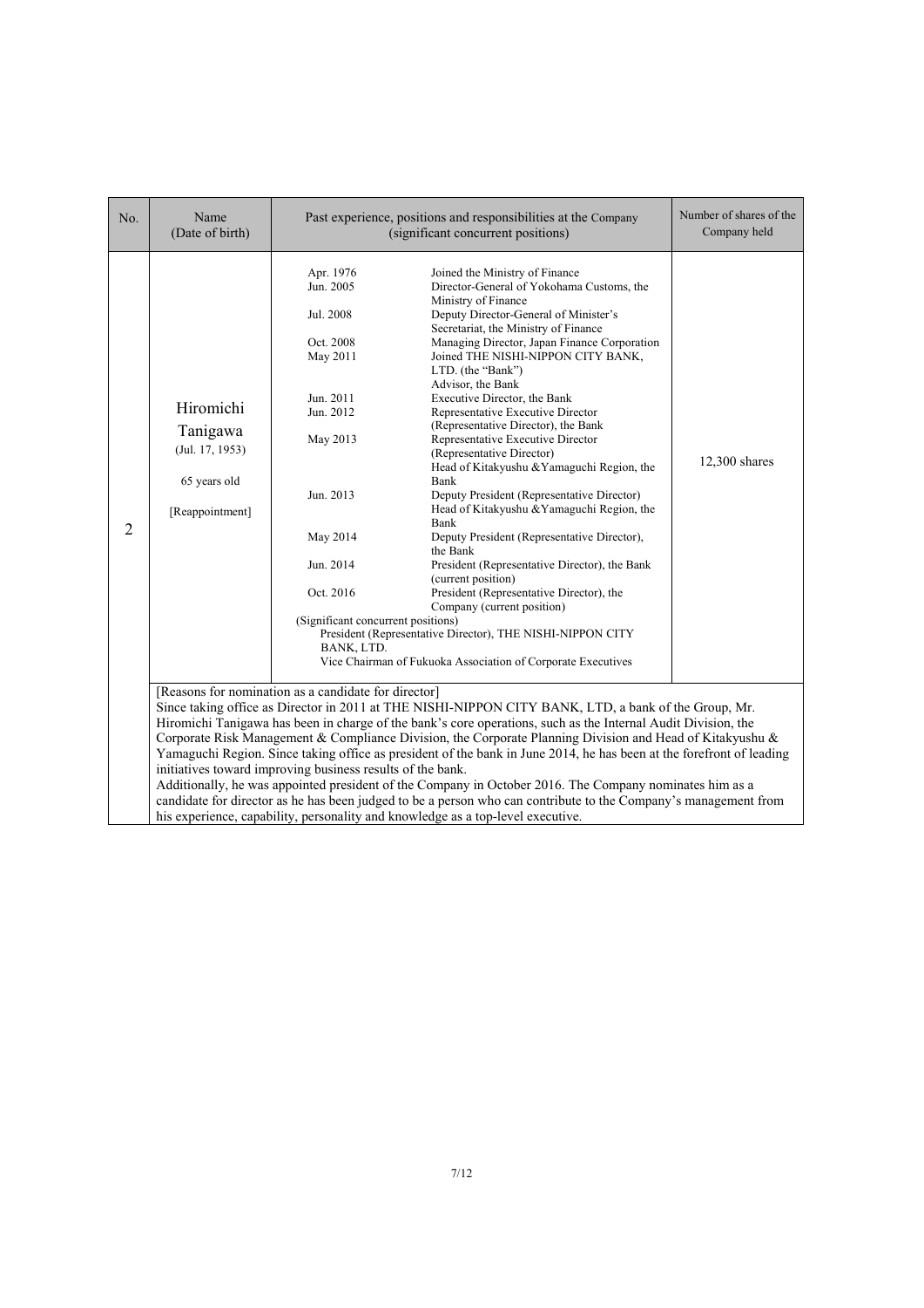| No. | Name (Date of birth) | Past experience, positions and responsibilities at the Company (significant concurrent positions) | Number of shares of the Company held |
|---|---|---|---|
| 2 | Hiromichi Tanigawa<br>(Jul. 17, 1953)<br><br>65 years old<br><br>[Reappointment] | Apr. 1976 Joined the Ministry of Finance<br>Jun. 2005 Director-General of Yokohama Customs, the Ministry of Finance<br>Jul. 2008 Deputy Director-General of Minister's Secretariat, the Ministry of Finance<br>Oct. 2008 Managing Director, Japan Finance Corporation<br>May 2011 Joined THE NISHI-NIPPON CITY BANK, LTD. (the "Bank")<br>Advisor, the Bank<br>Jun. 2011 Executive Director, the Bank<br>Jun. 2012 Representative Executive Director (Representative Director), the Bank<br>May 2013 Representative Executive Director (Representative Director)<br>Head of Kitakyushu &Yamaguchi Region, the Bank<br>Jun. 2013 Deputy President (Representative Director)<br>Head of Kitakyushu &Yamaguchi Region, the Bank<br>May 2014 Deputy President (Representative Director), the Bank<br>Jun. 2014 President (Representative Director), the Bank (current position)<br>Oct. 2016 President (Representative Director), the Company (current position)<br>(Significant concurrent positions)<br>President (Representative Director), THE NISHI-NIPPON CITY BANK, LTD.<br>Vice Chairman of Fukuoka Association of Corporate Executives | 12,300 shares |
| | [Reasons for nomination as a candidate for director]<br>Since taking office as Director in 2011 at THE NISHI-NIPPON CITY BANK, LTD, a bank of the Group, Mr. Hiromichi Tanigawa has been in charge of the bank's core operations, such as the Internal Audit Division, the Corporate Risk Management & Compliance Division, the Corporate Planning Division and Head of Kitakyushu & Yamaguchi Region. Since taking office as president of the bank in June 2014, he has been at the forefront of leading initiatives toward improving business results of the bank.<br>Additionally, he was appointed president of the Company in October 2016. The Company nominates him as a candidate for director as he has been judged to be a person who can contribute to the Company's management from his experience, capability, personality and knowledge as a top-level executive. | | |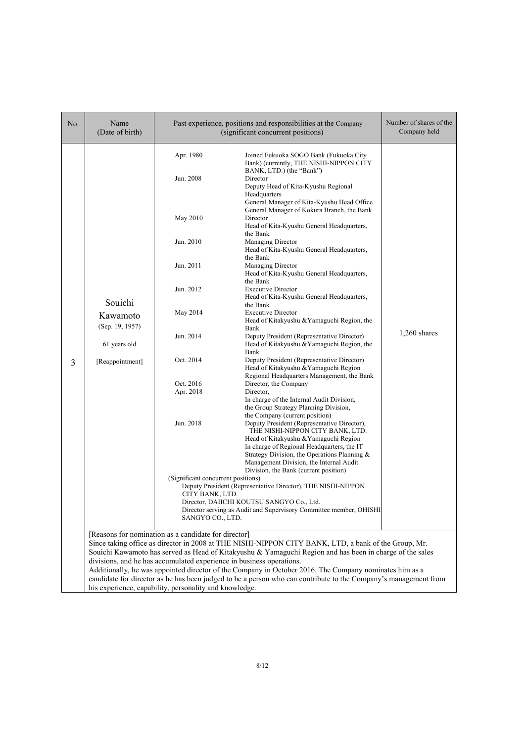| No. | Name (Date of birth) | Past experience, positions and responsibilities at the Company (significant concurrent positions) | Number of shares of the Company held |
|---|---|---|---|
| 3 | Souichi Kawamoto (Sep. 19, 1957) 61 years old [Reappointment] | Apr. 1980 Joined Fukuoka SOGO Bank (Fukuoka City Bank) (currently, THE NISHI-NIPPON CITY BANK, LTD.) (the "Bank")<br>Jun. 2008 Director, Deputy Head of Kita-Kyushu Regional Headquarters, General Manager of Kita-Kyushu Head Office, General Manager of Kokura Branch, the Bank<br>May 2010 Director, Head of Kita-Kyushu General Headquarters, the Bank<br>Jun. 2010 Managing Director, Head of Kita-Kyushu General Headquarters, the Bank<br>Jun. 2011 Managing Director, Head of Kita-Kyushu General Headquarters, the Bank<br>Jun. 2012 Executive Director, Head of Kita-Kyushu General Headquarters, the Bank<br>May 2014 Executive Director, Head of Kitakyushu &Yamaguchi Region, the Bank<br>Jun. 2014 Deputy President (Representative Director), Head of Kitakyushu &Yamaguchi Region, the Bank<br>Oct. 2014 Deputy President (Representative Director), Head of Kitakyushu &Yamaguchi Region, Regional Headquarters Management, the Bank<br>Oct. 2016 Director, the Company<br>Apr. 2018 Director, In charge of the Internal Audit Division, the Group Strategy Planning Division, the Company (current position)<br>Jun. 2018 Deputy President (Representative Director), THE NISHI-NIPPON CITY BANK, LTD. Head of Kitakyushu &Yamaguchi Region, In charge of Regional Headquarters, the IT Strategy Division, the Operations Planning & Management Division, the Internal Audit Division, the Bank (current position)<br>(Significant concurrent positions)<br>Deputy President (Representative Director), THE NISHI-NIPPON CITY BANK, LTD.<br>Director, DAIICHI KOUTSU SANGYO Co., Ltd.<br>Director serving as Audit and Supervisory Committee member, OHISHI SANGYO CO., LTD. | 1,260 shares |

[Reasons for nomination as a candidate for director]
Since taking office as director in 2008 at THE NISHI-NIPPON CITY BANK, LTD, a bank of the Group, Mr. Souichi Kawamoto has served as Head of Kitakyushu & Yamaguchi Region and has been in charge of the sales divisions, and he has accumulated experience in business operations.
Additionally, he was appointed director of the Company in October 2016. The Company nominates him as a candidate for director as he has been judged to be a person who can contribute to the Company's management from his experience, capability, personality and knowledge.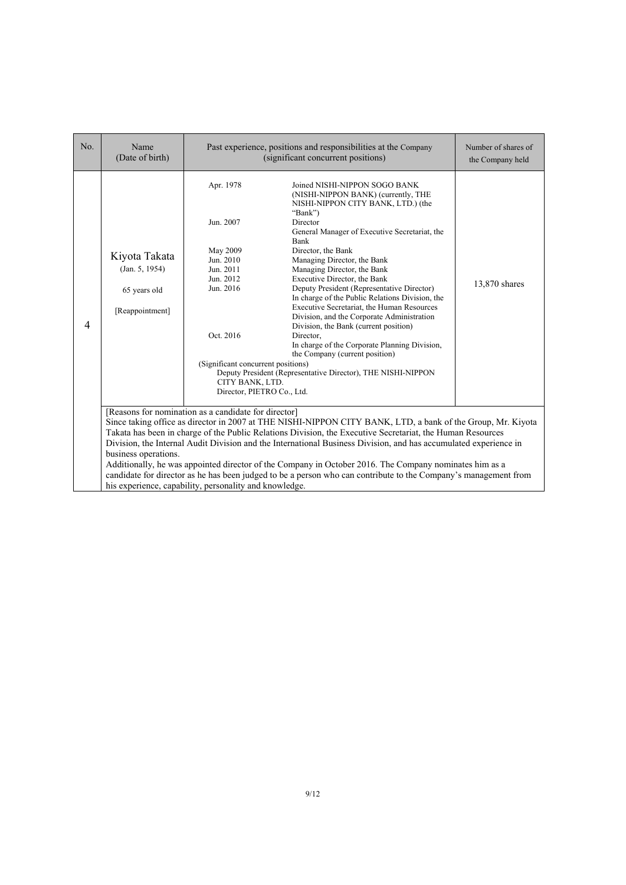| No. | Name (Date of birth) | Past experience, positions and responsibilities at the Company (significant concurrent positions) | Number of shares of the Company held |
|---|---|---|---|
| 4 | Kiyota Takata<br>(Jan. 5, 1954)<br><br>65 years old<br><br>[Reappointment] | Apr. 1978 Joined NISHI-NIPPON SOGO BANK (NISHI-NIPPON BANK) (currently, THE NISHI-NIPPON CITY BANK, LTD.) (the "Bank")<br>Jun. 2007 Director<br>General Manager of Executive Secretariat, the Bank<br>May 2009 Director, the Bank<br>Jun. 2010 Managing Director, the Bank<br>Jun. 2011 Managing Director, the Bank<br>Jun. 2012 Executive Director, the Bank<br>Jun. 2016 Deputy President (Representative Director)<br>In charge of the Public Relations Division, the Executive Secretariat, the Human Resources Division, and the Corporate Administration Division, the Bank (current position)<br>Oct. 2016 Director,<br>In charge of the Corporate Planning Division, the Company (current position)<br>(Significant concurrent positions)<br>Deputy President (Representative Director), THE NISHI-NIPPON CITY BANK, LTD.<br>Director, PIETRO Co., Ltd. | 13,870 shares |
| | [Reasons for nomination as a candidate for director]<br>Since taking office as director in 2007 at THE NISHI-NIPPON CITY BANK, LTD, a bank of the Group, Mr. Kiyota Takata has been in charge of the Public Relations Division, the Executive Secretariat, the Human Resources Division, the Internal Audit Division and the International Business Division, and has accumulated experience in business operations.<br>Additionally, he was appointed director of the Company in October 2016. The Company nominates him as a candidate for director as he has been judged to be a person who can contribute to the Company's management from his experience, capability, personality and knowledge. | | |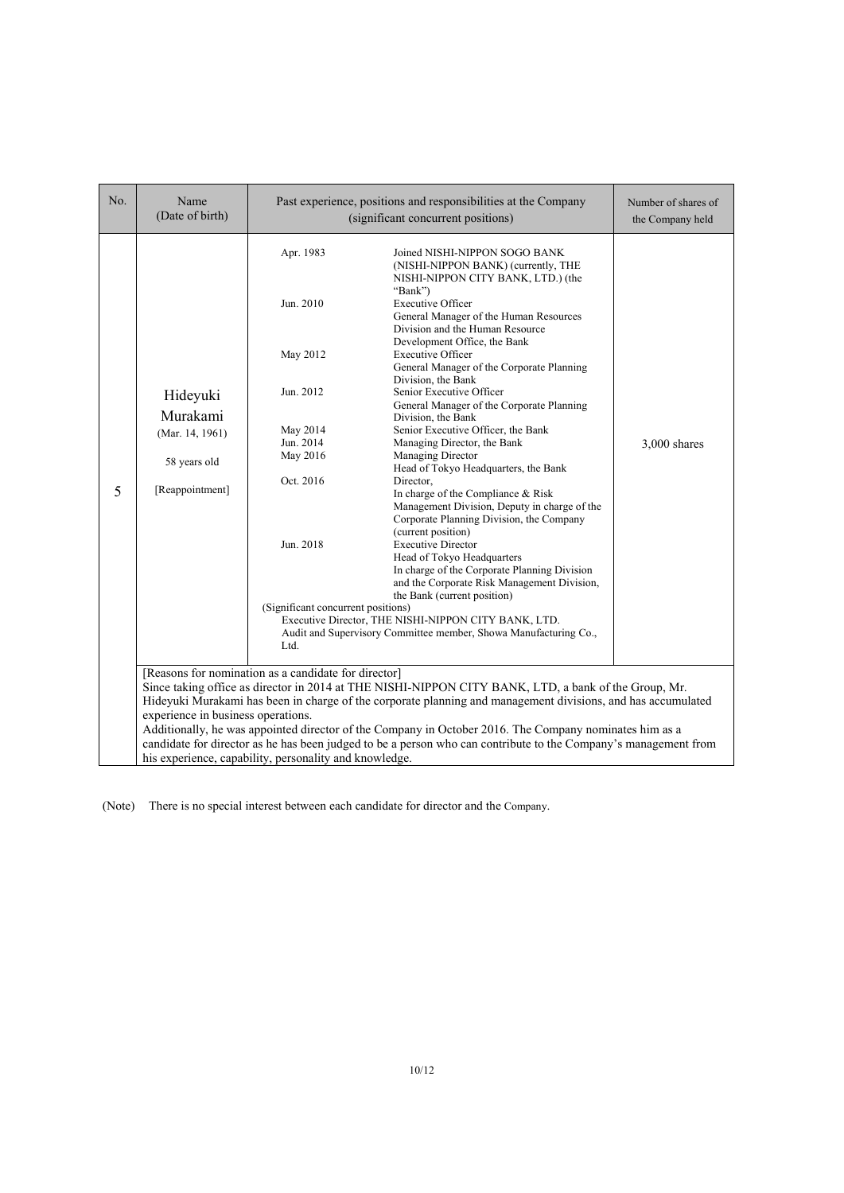| No. | Name (Date of birth) | Past experience, positions and responsibilities at the Company (significant concurrent positions) | Number of shares of the Company held |
|---|---|---|---|
| 5 | Hideyuki Murakami (Mar. 14, 1961) 58 years old [Reappointment] | Apr. 1983 Joined NISHI-NIPPON SOGO BANK (NISHI-NIPPON BANK) (currently, THE NISHI-NIPPON CITY BANK, LTD.) (the "Bank")<br>Jun. 2010 Executive Officer General Manager of the Human Resources Division and the Human Resource Development Office, the Bank<br>May 2012 Executive Officer General Manager of the Corporate Planning Division, the Bank<br>Jun. 2012 Senior Executive Officer General Manager of the Corporate Planning Division, the Bank<br>May 2014 Senior Executive Officer, the Bank<br>Jun. 2014 Managing Director, the Bank<br>May 2016 Managing Director Head of Tokyo Headquarters, the Bank<br>Oct. 2016 Director, In charge of the Compliance & Risk Management Division, Deputy in charge of the Corporate Planning Division, the Company (current position)<br>Jun. 2018 Executive Director Head of Tokyo Headquarters In charge of the Corporate Planning Division and the Corporate Risk Management Division, the Bank (current position)<br>(Significant concurrent positions)<br>Executive Director, THE NISHI-NIPPON CITY BANK, LTD.<br>Audit and Supervisory Committee member, Showa Manufacturing Co., Ltd. | 3,000 shares |
| | [Reasons for nomination as a candidate for director]<br>Since taking office as director in 2014 at THE NISHI-NIPPON CITY BANK, LTD, a bank of the Group, Mr. Hideyuki Murakami has been in charge of the corporate planning and management divisions, and has accumulated experience in business operations.<br>Additionally, he was appointed director of the Company in October 2016. The Company nominates him as a candidate for director as he has been judged to be a person who can contribute to the Company's management from his experience, capability, personality and knowledge. | | |

(Note) There is no special interest between each candidate for director and the Company.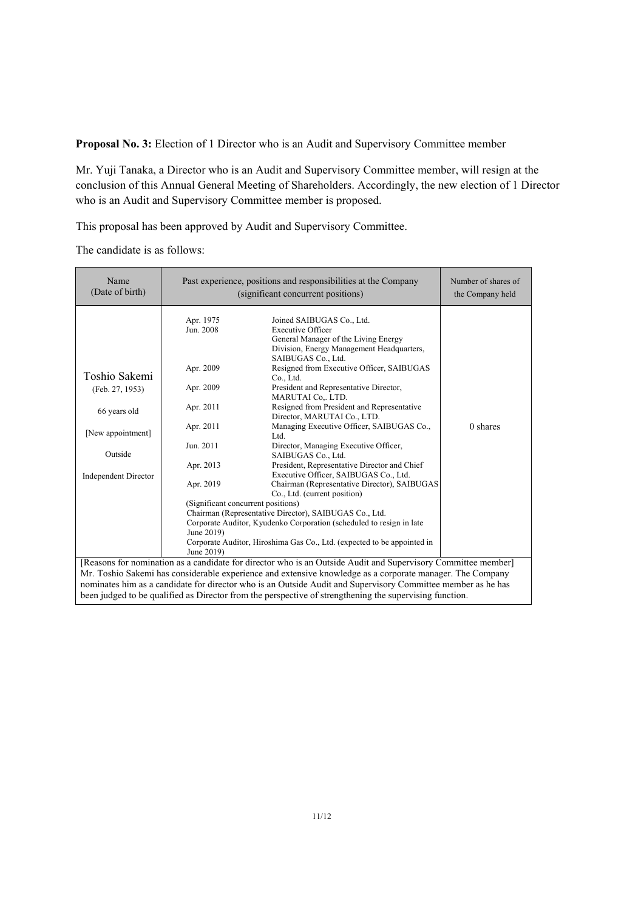**Proposal No. 3:** Election of 1 Director who is an Audit and Supervisory Committee member

Mr. Yuji Tanaka, a Director who is an Audit and Supervisory Committee member, will resign at the conclusion of this Annual General Meeting of Shareholders. Accordingly, the new election of 1 Director who is an Audit and Supervisory Committee member is proposed.

This proposal has been approved by Audit and Supervisory Committee.

The candidate is as follows:

| Name (Date of birth) | Past experience, positions and responsibilities at the Company (significant concurrent positions) | | Number of shares of the Company held |
|---|---|---|---|
| Toshio Sakemi (Feb. 27, 1953) 66 years old [New appointment] Outside Independent Director | Apr. 1975 | Joined SAIBUGAS Co., Ltd. | 0 shares |
| | Jun. 2008 | Executive Officer General Manager of the Living Energy Division, Energy Management Headquarters, SAIBUGAS Co., Ltd. | |
| | Apr. 2009 | Resigned from Executive Officer, SAIBUGAS Co., Ltd. | |
| | Apr. 2009 | President and Representative Director, MARUTAI Co,. LTD. | |
| | Apr. 2011 | Resigned from President and Representative Director, MARUTAI Co., LTD. | |
| | Apr. 2011 | Managing Executive Officer, SAIBUGAS Co., Ltd. | |
| | Jun. 2011 | Director, Managing Executive Officer, SAIBUGAS Co., Ltd. | |
| | Apr. 2013 | President, Representative Director and Chief Executive Officer, SAIBUGAS Co., Ltd. | |
| | Apr. 2019 | Chairman (Representative Director), SAIBUGAS Co., Ltd. (current position) | |
| | (Significant concurrent positions) Chairman (Representative Director), SAIBUGAS Co., Ltd. Corporate Auditor, Kyudenko Corporation (scheduled to resign in late June 2019) Corporate Auditor, Hiroshima Gas Co., Ltd. (expected to be appointed in June 2019) | | |

[Reasons for nomination as a candidate for director who is an Outside Audit and Supervisory Committee member]
Mr. Toshio Sakemi has considerable experience and extensive knowledge as a corporate manager. The Company nominates him as a candidate for director who is an Outside Audit and Supervisory Committee member as he has been judged to be qualified as Director from the perspective of strengthening the supervising function.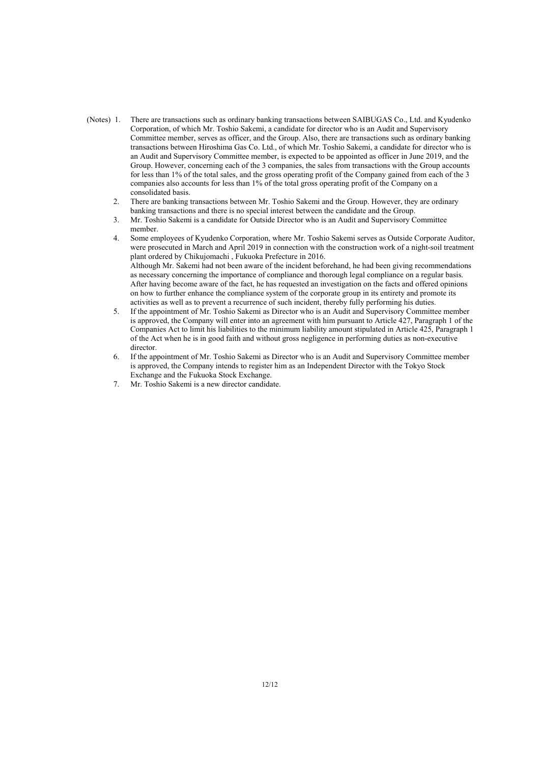(Notes) 1. There are transactions such as ordinary banking transactions between SAIBUGAS Co., Ltd. and Kyudenko Corporation, of which Mr. Toshio Sakemi, a candidate for director who is an Audit and Supervisory Committee member, serves as officer, and the Group. Also, there are transactions such as ordinary banking transactions between Hiroshima Gas Co. Ltd., of which Mr. Toshio Sakemi, a candidate for director who is an Audit and Supervisory Committee member, is expected to be appointed as officer in June 2019, and the Group. However, concerning each of the 3 companies, the sales from transactions with the Group accounts for less than 1% of the total sales, and the gross operating profit of the Company gained from each of the 3 companies also accounts for less than 1% of the total gross operating profit of the Company on a consolidated basis.

2. There are banking transactions between Mr. Toshio Sakemi and the Group. However, they are ordinary banking transactions and there is no special interest between the candidate and the Group.

3. Mr. Toshio Sakemi is a candidate for Outside Director who is an Audit and Supervisory Committee member.

4. Some employees of Kyudenko Corporation, where Mr. Toshio Sakemi serves as Outside Corporate Auditor, were prosecuted in March and April 2019 in connection with the construction work of a night-soil treatment plant ordered by Chikujomachi , Fukuoka Prefecture in 2016.
Although Mr. Sakemi had not been aware of the incident beforehand, he had been giving recommendations as necessary concerning the importance of compliance and thorough legal compliance on a regular basis. After having become aware of the fact, he has requested an investigation on the facts and offered opinions on how to further enhance the compliance system of the corporate group in its entirety and promote its activities as well as to prevent a recurrence of such incident, thereby fully performing his duties.

5. If the appointment of Mr. Toshio Sakemi as Director who is an Audit and Supervisory Committee member is approved, the Company will enter into an agreement with him pursuant to Article 427, Paragraph 1 of the Companies Act to limit his liabilities to the minimum liability amount stipulated in Article 425, Paragraph 1 of the Act when he is in good faith and without gross negligence in performing duties as non-executive director.

6. If the appointment of Mr. Toshio Sakemi as Director who is an Audit and Supervisory Committee member is approved, the Company intends to register him as an Independent Director with the Tokyo Stock Exchange and the Fukuoka Stock Exchange.

7. Mr. Toshio Sakemi is a new director candidate.